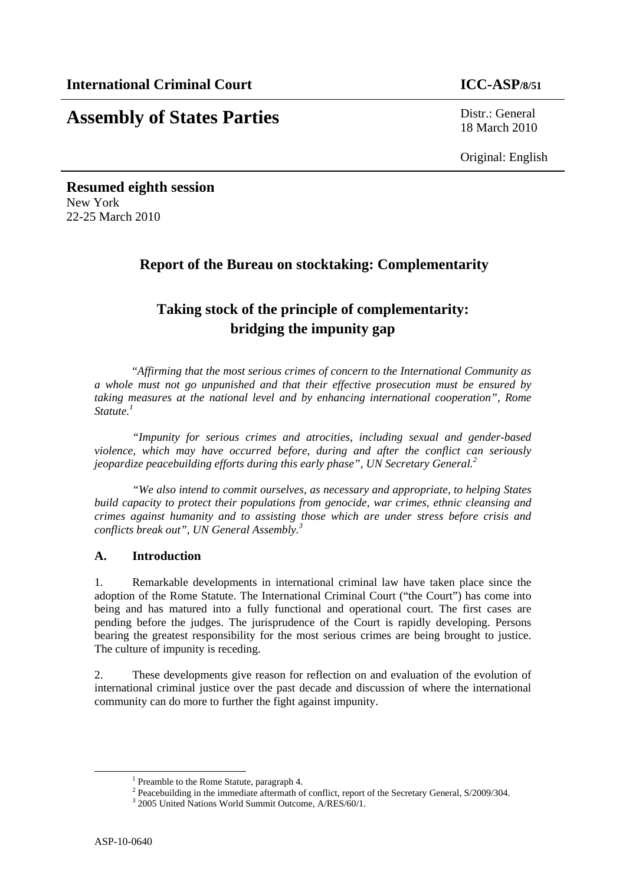**International Criminal Court** **ICC-ASP/8/51**

# Assembly of States Parties

Distr.: General
18 March 2010

Original: English

**Resumed eighth session**
New York
22-25 March 2010

## Report of the Bureau on stocktaking: Complementarity

## Taking stock of the principle of complementarity: bridging the impunity gap

"*Affirming that the most serious crimes of concern to the International Community as a whole must not go unpunished and that their effective prosecution must be ensured by taking measures at the national level and by enhancing international cooperation", Rome Statute.*[1]

*"Impunity for serious crimes and atrocities, including sexual and gender-based violence, which may have occurred before, during and after the conflict can seriously jeopardize peacebuilding efforts during this early phase", UN Secretary General.*[2]

*"We also intend to commit ourselves, as necessary and appropriate, to helping States build capacity to protect their populations from genocide, war crimes, ethnic cleansing and crimes against humanity and to assisting those which are under stress before crisis and conflicts break out", UN General Assembly.*[3]

### A. Introduction

1. Remarkable developments in international criminal law have taken place since the adoption of the Rome Statute. The International Criminal Court ("the Court") has come into being and has matured into a fully functional and operational court. The first cases are pending before the judges. The jurisprudence of the Court is rapidly developing. Persons bearing the greatest responsibility for the most serious crimes are being brought to justice. The culture of impunity is receding.

2. These developments give reason for reflection on and evaluation of the evolution of international criminal justice over the past decade and discussion of where the international community can do more to further the fight against impunity.

---

[1] Preamble to the Rome Statute, paragraph 4.

[2] Peacebuilding in the immediate aftermath of conflict, report of the Secretary General, S/2009/304.

[3] 2005 United Nations World Summit Outcome, A/RES/60/1.

ASP-10-0640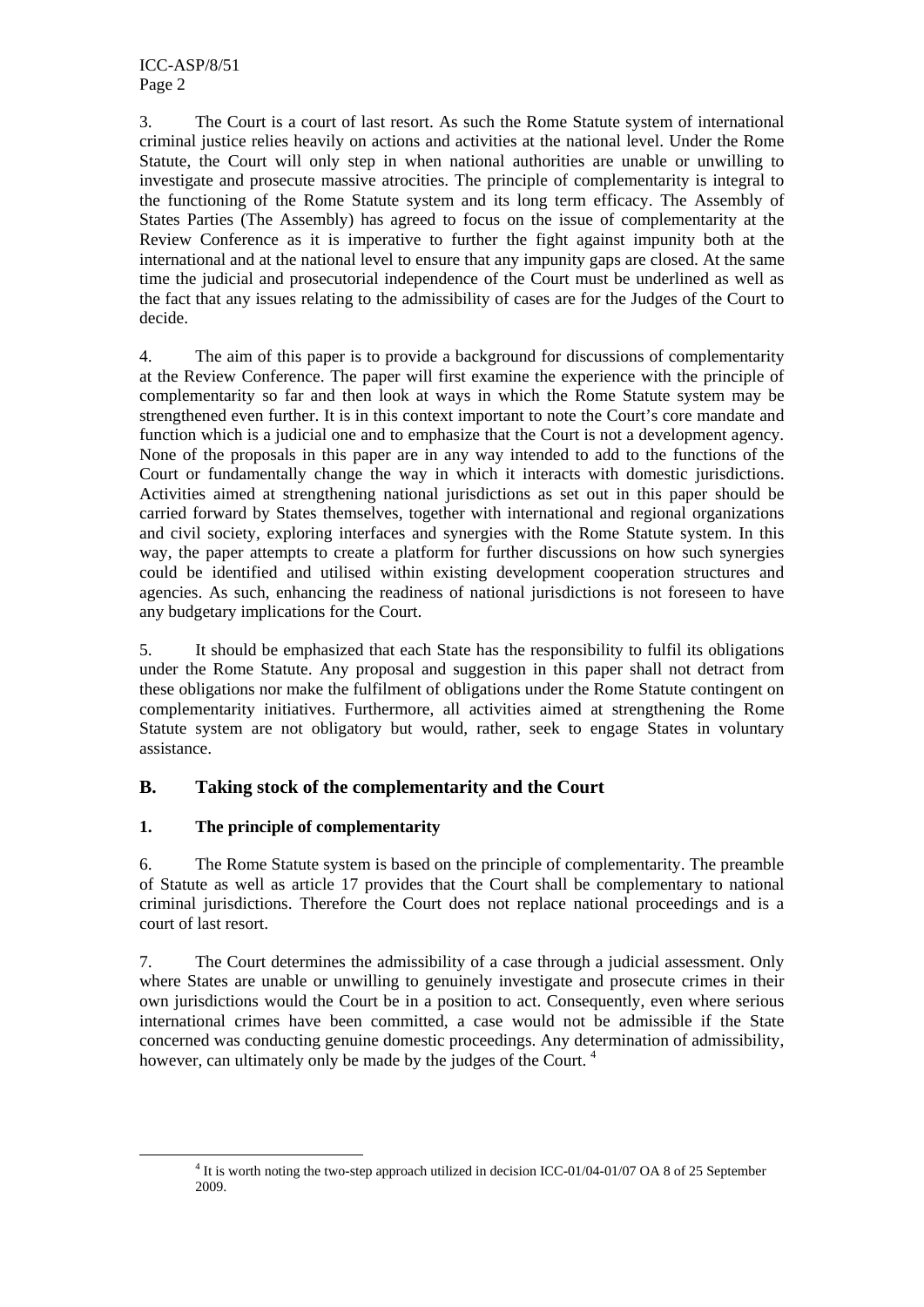3. The Court is a court of last resort. As such the Rome Statute system of international criminal justice relies heavily on actions and activities at the national level. Under the Rome Statute, the Court will only step in when national authorities are unable or unwilling to investigate and prosecute massive atrocities. The principle of complementarity is integral to the functioning of the Rome Statute system and its long term efficacy. The Assembly of States Parties (The Assembly) has agreed to focus on the issue of complementarity at the Review Conference as it is imperative to further the fight against impunity both at the international and at the national level to ensure that any impunity gaps are closed. At the same time the judicial and prosecutorial independence of the Court must be underlined as well as the fact that any issues relating to the admissibility of cases are for the Judges of the Court to decide.

4. The aim of this paper is to provide a background for discussions of complementarity at the Review Conference. The paper will first examine the experience with the principle of complementarity so far and then look at ways in which the Rome Statute system may be strengthened even further. It is in this context important to note the Court's core mandate and function which is a judicial one and to emphasize that the Court is not a development agency. None of the proposals in this paper are in any way intended to add to the functions of the Court or fundamentally change the way in which it interacts with domestic jurisdictions. Activities aimed at strengthening national jurisdictions as set out in this paper should be carried forward by States themselves, together with international and regional organizations and civil society, exploring interfaces and synergies with the Rome Statute system. In this way, the paper attempts to create a platform for further discussions on how such synergies could be identified and utilised within existing development cooperation structures and agencies. As such, enhancing the readiness of national jurisdictions is not foreseen to have any budgetary implications for the Court.

5. It should be emphasized that each State has the responsibility to fulfil its obligations under the Rome Statute. Any proposal and suggestion in this paper shall not detract from these obligations nor make the fulfilment of obligations under the Rome Statute contingent on complementarity initiatives. Furthermore, all activities aimed at strengthening the Rome Statute system are not obligatory but would, rather, seek to engage States in voluntary assistance.

## B. Taking stock of the complementarity and the Court

### 1. The principle of complementarity

6. The Rome Statute system is based on the principle of complementarity. The preamble of Statute as well as article 17 provides that the Court shall be complementary to national criminal jurisdictions. Therefore the Court does not replace national proceedings and is a court of last resort.

7. The Court determines the admissibility of a case through a judicial assessment. Only where States are unable or unwilling to genuinely investigate and prosecute crimes in their own jurisdictions would the Court be in a position to act. Consequently, even where serious international crimes have been committed, a case would not be admissible if the State concerned was conducting genuine domestic proceedings. Any determination of admissibility, however, can ultimately only be made by the judges of the Court. [4]

[4] It is worth noting the two-step approach utilized in decision ICC-01/04-01/07 OA 8 of 25 September 2009.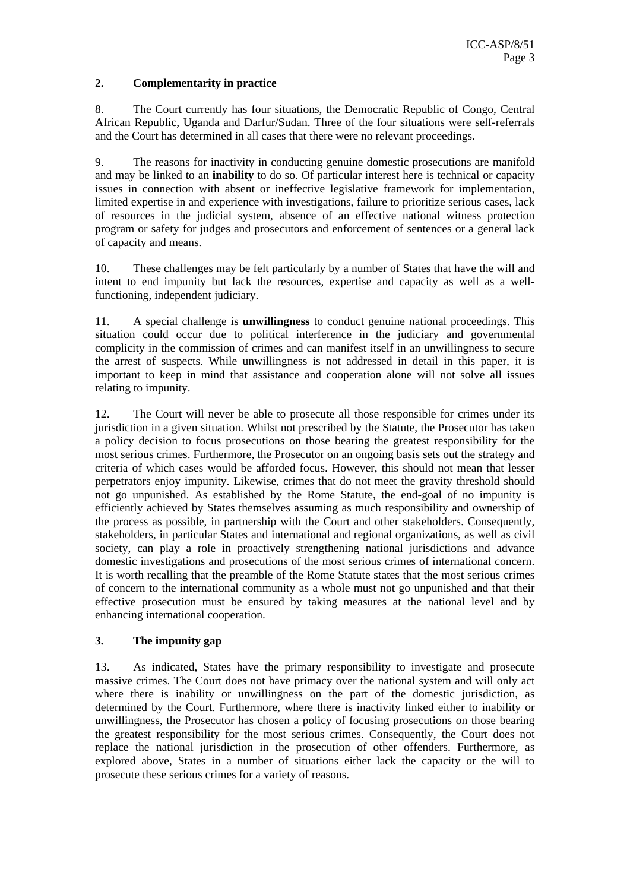## 2. Complementarity in practice

8. The Court currently has four situations, the Democratic Republic of Congo, Central African Republic, Uganda and Darfur/Sudan. Three of the four situations were self-referrals and the Court has determined in all cases that there were no relevant proceedings.

9. The reasons for inactivity in conducting genuine domestic prosecutions are manifold and may be linked to an **inability** to do so. Of particular interest here is technical or capacity issues in connection with absent or ineffective legislative framework for implementation, limited expertise in and experience with investigations, failure to prioritize serious cases, lack of resources in the judicial system, absence of an effective national witness protection program or safety for judges and prosecutors and enforcement of sentences or a general lack of capacity and means.

10. These challenges may be felt particularly by a number of States that have the will and intent to end impunity but lack the resources, expertise and capacity as well as a well-functioning, independent judiciary.

11. A special challenge is **unwillingness** to conduct genuine national proceedings. This situation could occur due to political interference in the judiciary and governmental complicity in the commission of crimes and can manifest itself in an unwillingness to secure the arrest of suspects. While unwillingness is not addressed in detail in this paper, it is important to keep in mind that assistance and cooperation alone will not solve all issues relating to impunity.

12. The Court will never be able to prosecute all those responsible for crimes under its jurisdiction in a given situation. Whilst not prescribed by the Statute, the Prosecutor has taken a policy decision to focus prosecutions on those bearing the greatest responsibility for the most serious crimes. Furthermore, the Prosecutor on an ongoing basis sets out the strategy and criteria of which cases would be afforded focus. However, this should not mean that lesser perpetrators enjoy impunity. Likewise, crimes that do not meet the gravity threshold should not go unpunished. As established by the Rome Statute, the end-goal of no impunity is efficiently achieved by States themselves assuming as much responsibility and ownership of the process as possible, in partnership with the Court and other stakeholders. Consequently, stakeholders, in particular States and international and regional organizations, as well as civil society, can play a role in proactively strengthening national jurisdictions and advance domestic investigations and prosecutions of the most serious crimes of international concern. It is worth recalling that the preamble of the Rome Statute states that the most serious crimes of concern to the international community as a whole must not go unpunished and that their effective prosecution must be ensured by taking measures at the national level and by enhancing international cooperation.

## 3. The impunity gap

13. As indicated, States have the primary responsibility to investigate and prosecute massive crimes. The Court does not have primacy over the national system and will only act where there is inability or unwillingness on the part of the domestic jurisdiction, as determined by the Court. Furthermore, where there is inactivity linked either to inability or unwillingness, the Prosecutor has chosen a policy of focusing prosecutions on those bearing the greatest responsibility for the most serious crimes. Consequently, the Court does not replace the national jurisdiction in the prosecution of other offenders. Furthermore, as explored above, States in a number of situations either lack the capacity or the will to prosecute these serious crimes for a variety of reasons.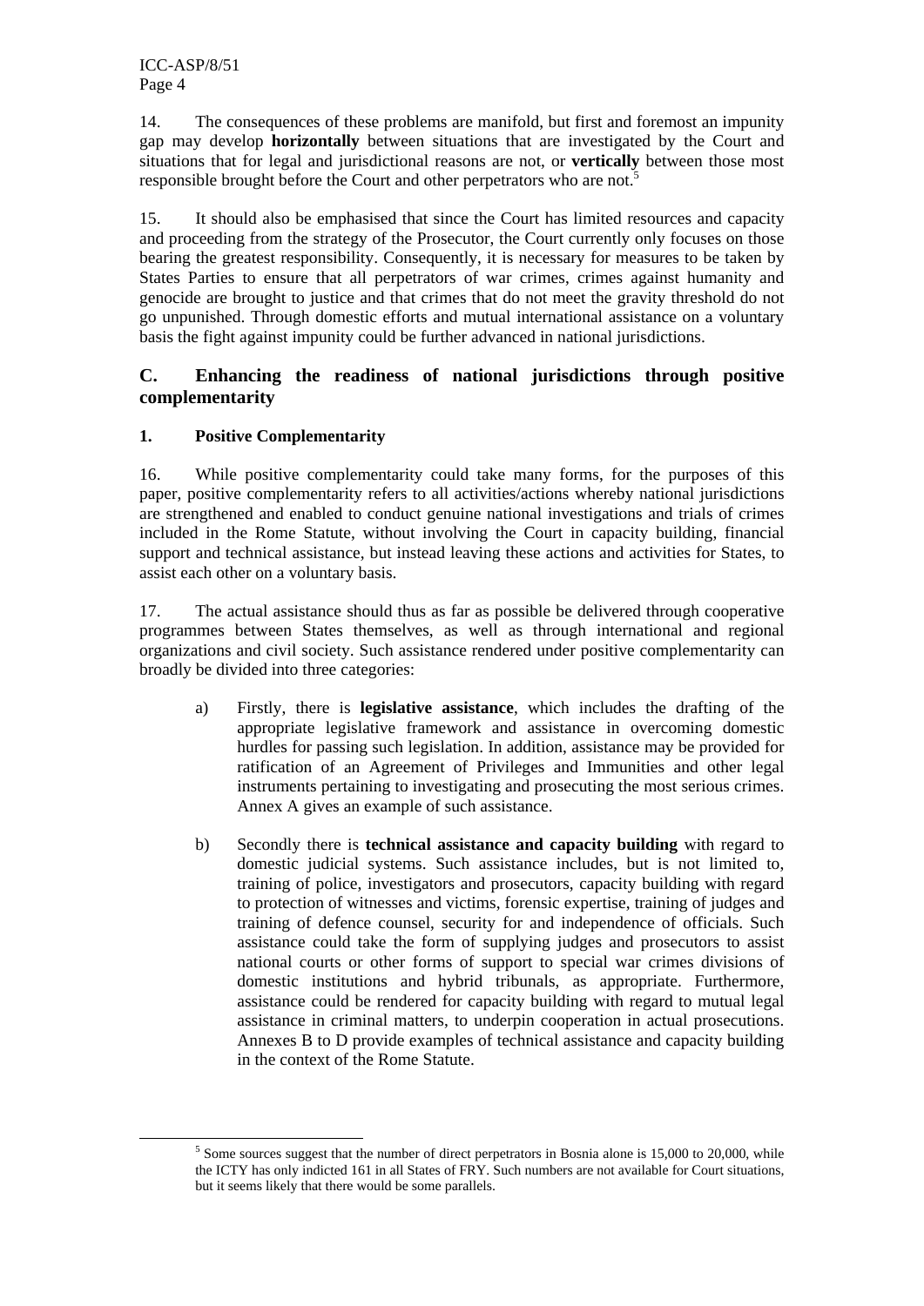14. The consequences of these problems are manifold, but first and foremost an impunity gap may develop **horizontally** between situations that are investigated by the Court and situations that for legal and jurisdictional reasons are not, or **vertically** between those most responsible brought before the Court and other perpetrators who are not.[5]

15. It should also be emphasised that since the Court has limited resources and capacity and proceeding from the strategy of the Prosecutor, the Court currently only focuses on those bearing the greatest responsibility. Consequently, it is necessary for measures to be taken by States Parties to ensure that all perpetrators of war crimes, crimes against humanity and genocide are brought to justice and that crimes that do not meet the gravity threshold do not go unpunished. Through domestic efforts and mutual international assistance on a voluntary basis the fight against impunity could be further advanced in national jurisdictions.

## C. Enhancing the readiness of national jurisdictions through positive complementarity

### 1. Positive Complementarity

16. While positive complementarity could take many forms, for the purposes of this paper, positive complementarity refers to all activities/actions whereby national jurisdictions are strengthened and enabled to conduct genuine national investigations and trials of crimes included in the Rome Statute, without involving the Court in capacity building, financial support and technical assistance, but instead leaving these actions and activities for States, to assist each other on a voluntary basis.

17. The actual assistance should thus as far as possible be delivered through cooperative programmes between States themselves, as well as through international and regional organizations and civil society. Such assistance rendered under positive complementarity can broadly be divided into three categories:

a) Firstly, there is **legislative assistance**, which includes the drafting of the appropriate legislative framework and assistance in overcoming domestic hurdles for passing such legislation. In addition, assistance may be provided for ratification of an Agreement of Privileges and Immunities and other legal instruments pertaining to investigating and prosecuting the most serious crimes. Annex A gives an example of such assistance.

b) Secondly there is **technical assistance and capacity building** with regard to domestic judicial systems. Such assistance includes, but is not limited to, training of police, investigators and prosecutors, capacity building with regard to protection of witnesses and victims, forensic expertise, training of judges and training of defence counsel, security for and independence of officials. Such assistance could take the form of supplying judges and prosecutors to assist national courts or other forms of support to special war crimes divisions of domestic institutions and hybrid tribunals, as appropriate. Furthermore, assistance could be rendered for capacity building with regard to mutual legal assistance in criminal matters, to underpin cooperation in actual prosecutions. Annexes B to D provide examples of technical assistance and capacity building in the context of the Rome Statute.

---

[5] Some sources suggest that the number of direct perpetrators in Bosnia alone is 15,000 to 20,000, while the ICTY has only indicted 161 in all States of FRY. Such numbers are not available for Court situations, but it seems likely that there would be some parallels.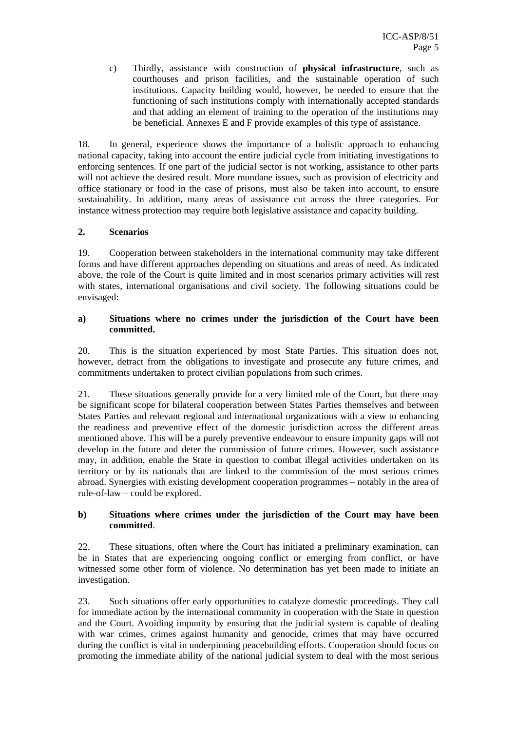c) Thirdly, assistance with construction of **physical infrastructure**, such as courthouses and prison facilities, and the sustainable operation of such institutions. Capacity building would, however, be needed to ensure that the functioning of such institutions comply with internationally accepted standards and that adding an element of training to the operation of the institutions may be beneficial. Annexes E and F provide examples of this type of assistance.

18. In general, experience shows the importance of a holistic approach to enhancing national capacity, taking into account the entire judicial cycle from initiating investigations to enforcing sentences. If one part of the judicial sector is not working, assistance to other parts will not achieve the desired result. More mundane issues, such as provision of electricity and office stationary or food in the case of prisons, must also be taken into account, to ensure sustainability. In addition, many areas of assistance cut across the three categories. For instance witness protection may require both legislative assistance and capacity building.

**2. Scenarios**

19. Cooperation between stakeholders in the international community may take different forms and have different approaches depending on situations and areas of need. As indicated above, the role of the Court is quite limited and in most scenarios primary activities will rest with states, international organisations and civil society. The following situations could be envisaged:

**a) Situations where no crimes under the jurisdiction of the Court have been committed.**

20. This is the situation experienced by most State Parties. This situation does not, however, detract from the obligations to investigate and prosecute any future crimes, and commitments undertaken to protect civilian populations from such crimes.

21. These situations generally provide for a very limited role of the Court, but there may be significant scope for bilateral cooperation between States Parties themselves and between States Parties and relevant regional and international organizations with a view to enhancing the readiness and preventive effect of the domestic jurisdiction across the different areas mentioned above. This will be a purely preventive endeavour to ensure impunity gaps will not develop in the future and deter the commission of future crimes. However, such assistance may, in addition, enable the State in question to combat illegal activities undertaken on its territory or by its nationals that are linked to the commission of the most serious crimes abroad. Synergies with existing development cooperation programmes – notably in the area of rule-of-law – could be explored.

**b) Situations where crimes under the jurisdiction of the Court may have been committed**.

22. These situations, often where the Court has initiated a preliminary examination, can be in States that are experiencing ongoing conflict or emerging from conflict, or have witnessed some other form of violence. No determination has yet been made to initiate an investigation.

23. Such situations offer early opportunities to catalyze domestic proceedings. They call for immediate action by the international community in cooperation with the State in question and the Court. Avoiding impunity by ensuring that the judicial system is capable of dealing with war crimes, crimes against humanity and genocide, crimes that may have occurred during the conflict is vital in underpinning peacebuilding efforts. Cooperation should focus on promoting the immediate ability of the national judicial system to deal with the most serious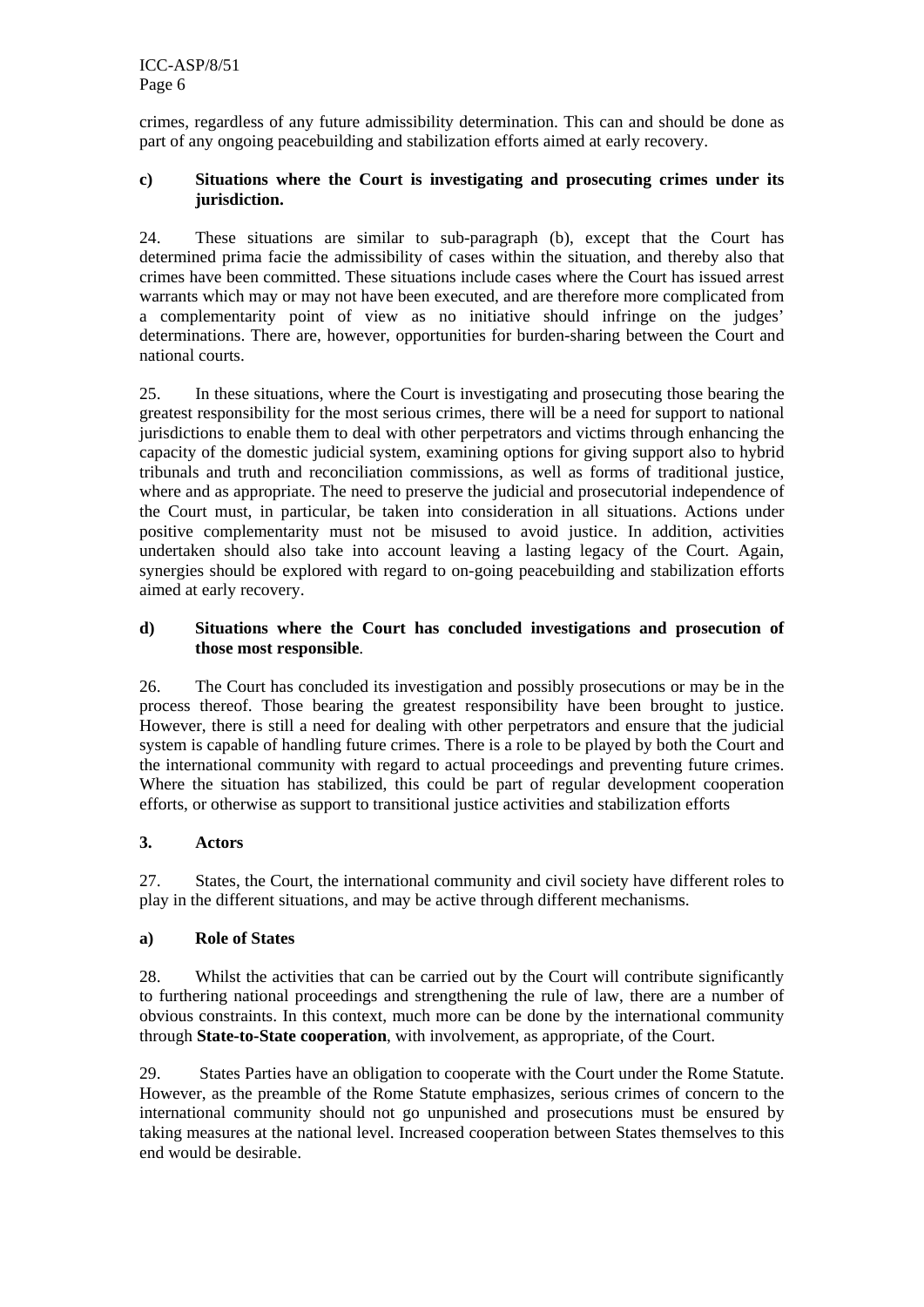crimes, regardless of any future admissibility determination. This can and should be done as part of any ongoing peacebuilding and stabilization efforts aimed at early recovery.

**c) Situations where the Court is investigating and prosecuting crimes under its jurisdiction.**

24. These situations are similar to sub-paragraph (b), except that the Court has determined prima facie the admissibility of cases within the situation, and thereby also that crimes have been committed. These situations include cases where the Court has issued arrest warrants which may or may not have been executed, and are therefore more complicated from a complementarity point of view as no initiative should infringe on the judges' determinations. There are, however, opportunities for burden-sharing between the Court and national courts.

25. In these situations, where the Court is investigating and prosecuting those bearing the greatest responsibility for the most serious crimes, there will be a need for support to national jurisdictions to enable them to deal with other perpetrators and victims through enhancing the capacity of the domestic judicial system, examining options for giving support also to hybrid tribunals and truth and reconciliation commissions, as well as forms of traditional justice, where and as appropriate. The need to preserve the judicial and prosecutorial independence of the Court must, in particular, be taken into consideration in all situations. Actions under positive complementarity must not be misused to avoid justice. In addition, activities undertaken should also take into account leaving a lasting legacy of the Court. Again, synergies should be explored with regard to on-going peacebuilding and stabilization efforts aimed at early recovery.

**d) Situations where the Court has concluded investigations and prosecution of those most responsible.**

26. The Court has concluded its investigation and possibly prosecutions or may be in the process thereof. Those bearing the greatest responsibility have been brought to justice. However, there is still a need for dealing with other perpetrators and ensure that the judicial system is capable of handling future crimes. There is a role to be played by both the Court and the international community with regard to actual proceedings and preventing future crimes. Where the situation has stabilized, this could be part of regular development cooperation efforts, or otherwise as support to transitional justice activities and stabilization efforts

## 3. Actors

27. States, the Court, the international community and civil society have different roles to play in the different situations, and may be active through different mechanisms.

**a) Role of States**

28. Whilst the activities that can be carried out by the Court will contribute significantly to furthering national proceedings and strengthening the rule of law, there are a number of obvious constraints. In this context, much more can be done by the international community through **State-to-State cooperation**, with involvement, as appropriate, of the Court.

29. States Parties have an obligation to cooperate with the Court under the Rome Statute. However, as the preamble of the Rome Statute emphasizes, serious crimes of concern to the international community should not go unpunished and prosecutions must be ensured by taking measures at the national level. Increased cooperation between States themselves to this end would be desirable.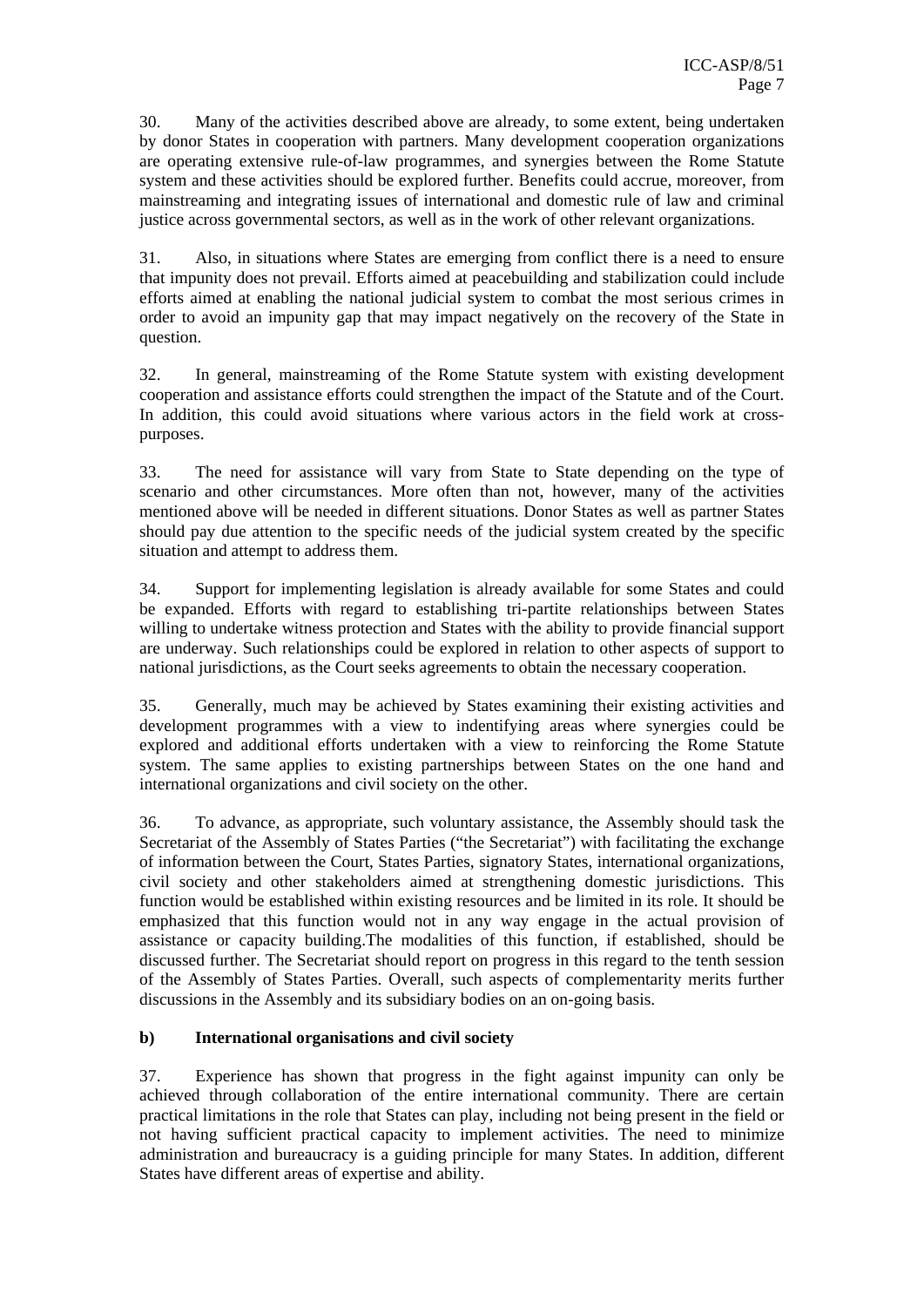30. Many of the activities described above are already, to some extent, being undertaken by donor States in cooperation with partners. Many development cooperation organizations are operating extensive rule-of-law programmes, and synergies between the Rome Statute system and these activities should be explored further. Benefits could accrue, moreover, from mainstreaming and integrating issues of international and domestic rule of law and criminal justice across governmental sectors, as well as in the work of other relevant organizations.

31. Also, in situations where States are emerging from conflict there is a need to ensure that impunity does not prevail. Efforts aimed at peacebuilding and stabilization could include efforts aimed at enabling the national judicial system to combat the most serious crimes in order to avoid an impunity gap that may impact negatively on the recovery of the State in question.

32. In general, mainstreaming of the Rome Statute system with existing development cooperation and assistance efforts could strengthen the impact of the Statute and of the Court. In addition, this could avoid situations where various actors in the field work at cross-purposes.

33. The need for assistance will vary from State to State depending on the type of scenario and other circumstances. More often than not, however, many of the activities mentioned above will be needed in different situations. Donor States as well as partner States should pay due attention to the specific needs of the judicial system created by the specific situation and attempt to address them.

34. Support for implementing legislation is already available for some States and could be expanded. Efforts with regard to establishing tri-partite relationships between States willing to undertake witness protection and States with the ability to provide financial support are underway. Such relationships could be explored in relation to other aspects of support to national jurisdictions, as the Court seeks agreements to obtain the necessary cooperation.

35. Generally, much may be achieved by States examining their existing activities and development programmes with a view to indentifying areas where synergies could be explored and additional efforts undertaken with a view to reinforcing the Rome Statute system. The same applies to existing partnerships between States on the one hand and international organizations and civil society on the other.

36. To advance, as appropriate, such voluntary assistance, the Assembly should task the Secretariat of the Assembly of States Parties ("the Secretariat") with facilitating the exchange of information between the Court, States Parties, signatory States, international organizations, civil society and other stakeholders aimed at strengthening domestic jurisdictions. This function would be established within existing resources and be limited in its role. It should be emphasized that this function would not in any way engage in the actual provision of assistance or capacity building.The modalities of this function, if established, should be discussed further. The Secretariat should report on progress in this regard to the tenth session of the Assembly of States Parties. Overall, such aspects of complementarity merits further discussions in the Assembly and its subsidiary bodies on an on-going basis.

**b) International organisations and civil society**

37. Experience has shown that progress in the fight against impunity can only be achieved through collaboration of the entire international community. There are certain practical limitations in the role that States can play, including not being present in the field or not having sufficient practical capacity to implement activities. The need to minimize administration and bureaucracy is a guiding principle for many States. In addition, different States have different areas of expertise and ability.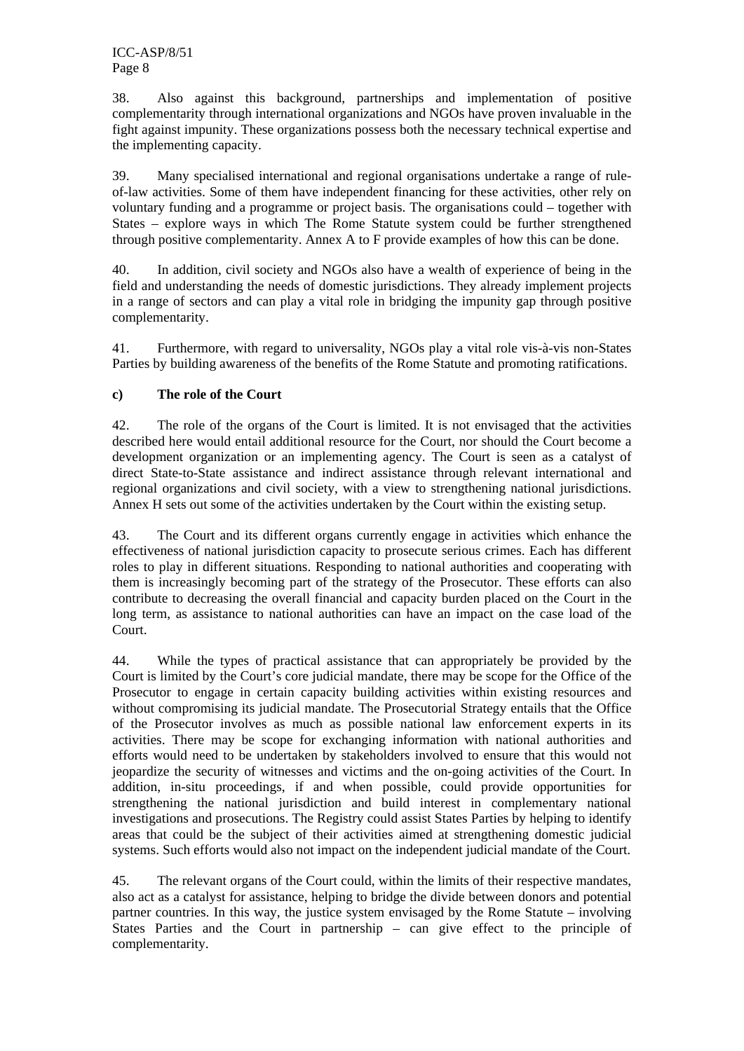38. Also against this background, partnerships and implementation of positive complementarity through international organizations and NGOs have proven invaluable in the fight against impunity. These organizations possess both the necessary technical expertise and the implementing capacity.

39. Many specialised international and regional organisations undertake a range of rule-of-law activities. Some of them have independent financing for these activities, other rely on voluntary funding and a programme or project basis. The organisations could – together with States – explore ways in which The Rome Statute system could be further strengthened through positive complementarity. Annex A to F provide examples of how this can be done.

40. In addition, civil society and NGOs also have a wealth of experience of being in the field and understanding the needs of domestic jurisdictions. They already implement projects in a range of sectors and can play a vital role in bridging the impunity gap through positive complementarity.

41. Furthermore, with regard to universality, NGOs play a vital role vis-à-vis non-States Parties by building awareness of the benefits of the Rome Statute and promoting ratifications.

**c) The role of the Court**

42. The role of the organs of the Court is limited. It is not envisaged that the activities described here would entail additional resource for the Court, nor should the Court become a development organization or an implementing agency. The Court is seen as a catalyst of direct State-to-State assistance and indirect assistance through relevant international and regional organizations and civil society, with a view to strengthening national jurisdictions. Annex H sets out some of the activities undertaken by the Court within the existing setup.

43. The Court and its different organs currently engage in activities which enhance the effectiveness of national jurisdiction capacity to prosecute serious crimes. Each has different roles to play in different situations. Responding to national authorities and cooperating with them is increasingly becoming part of the strategy of the Prosecutor. These efforts can also contribute to decreasing the overall financial and capacity burden placed on the Court in the long term, as assistance to national authorities can have an impact on the case load of the Court.

44. While the types of practical assistance that can appropriately be provided by the Court is limited by the Court's core judicial mandate, there may be scope for the Office of the Prosecutor to engage in certain capacity building activities within existing resources and without compromising its judicial mandate. The Prosecutorial Strategy entails that the Office of the Prosecutor involves as much as possible national law enforcement experts in its activities. There may be scope for exchanging information with national authorities and efforts would need to be undertaken by stakeholders involved to ensure that this would not jeopardize the security of witnesses and victims and the on-going activities of the Court. In addition, in-situ proceedings, if and when possible, could provide opportunities for strengthening the national jurisdiction and build interest in complementary national investigations and prosecutions. The Registry could assist States Parties by helping to identify areas that could be the subject of their activities aimed at strengthening domestic judicial systems. Such efforts would also not impact on the independent judicial mandate of the Court.

45. The relevant organs of the Court could, within the limits of their respective mandates, also act as a catalyst for assistance, helping to bridge the divide between donors and potential partner countries. In this way, the justice system envisaged by the Rome Statute – involving States Parties and the Court in partnership – can give effect to the principle of complementarity.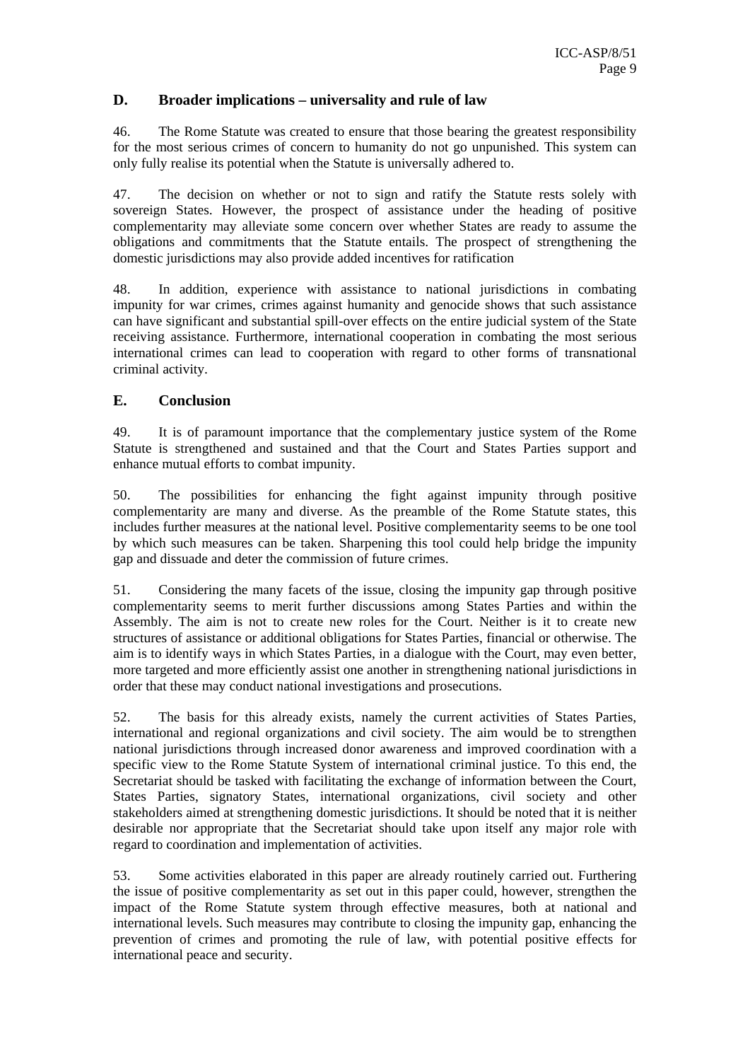## D. Broader implications – universality and rule of law

46. The Rome Statute was created to ensure that those bearing the greatest responsibility for the most serious crimes of concern to humanity do not go unpunished. This system can only fully realise its potential when the Statute is universally adhered to.

47. The decision on whether or not to sign and ratify the Statute rests solely with sovereign States. However, the prospect of assistance under the heading of positive complementarity may alleviate some concern over whether States are ready to assume the obligations and commitments that the Statute entails. The prospect of strengthening the domestic jurisdictions may also provide added incentives for ratification

48. In addition, experience with assistance to national jurisdictions in combating impunity for war crimes, crimes against humanity and genocide shows that such assistance can have significant and substantial spill-over effects on the entire judicial system of the State receiving assistance. Furthermore, international cooperation in combating the most serious international crimes can lead to cooperation with regard to other forms of transnational criminal activity.

## E. Conclusion

49. It is of paramount importance that the complementary justice system of the Rome Statute is strengthened and sustained and that the Court and States Parties support and enhance mutual efforts to combat impunity.

50. The possibilities for enhancing the fight against impunity through positive complementarity are many and diverse. As the preamble of the Rome Statute states, this includes further measures at the national level. Positive complementarity seems to be one tool by which such measures can be taken. Sharpening this tool could help bridge the impunity gap and dissuade and deter the commission of future crimes.

51. Considering the many facets of the issue, closing the impunity gap through positive complementarity seems to merit further discussions among States Parties and within the Assembly. The aim is not to create new roles for the Court. Neither is it to create new structures of assistance or additional obligations for States Parties, financial or otherwise. The aim is to identify ways in which States Parties, in a dialogue with the Court, may even better, more targeted and more efficiently assist one another in strengthening national jurisdictions in order that these may conduct national investigations and prosecutions.

52. The basis for this already exists, namely the current activities of States Parties, international and regional organizations and civil society. The aim would be to strengthen national jurisdictions through increased donor awareness and improved coordination with a specific view to the Rome Statute System of international criminal justice. To this end, the Secretariat should be tasked with facilitating the exchange of information between the Court, States Parties, signatory States, international organizations, civil society and other stakeholders aimed at strengthening domestic jurisdictions. It should be noted that it is neither desirable nor appropriate that the Secretariat should take upon itself any major role with regard to coordination and implementation of activities.

53. Some activities elaborated in this paper are already routinely carried out. Furthering the issue of positive complementarity as set out in this paper could, however, strengthen the impact of the Rome Statute system through effective measures, both at national and international levels. Such measures may contribute to closing the impunity gap, enhancing the prevention of crimes and promoting the rule of law, with potential positive effects for international peace and security.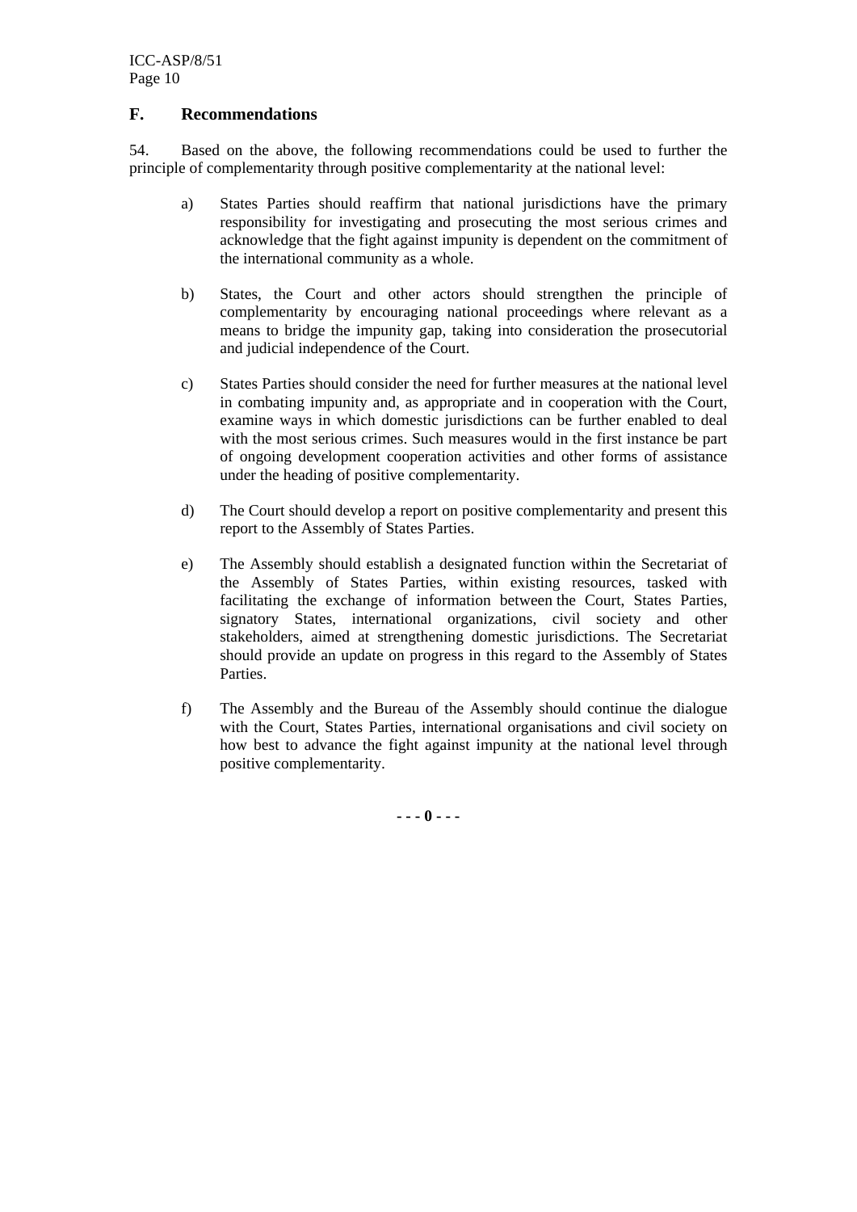## F. Recommendations

54. Based on the above, the following recommendations could be used to further the principle of complementarity through positive complementarity at the national level:

a) States Parties should reaffirm that national jurisdictions have the primary responsibility for investigating and prosecuting the most serious crimes and acknowledge that the fight against impunity is dependent on the commitment of the international community as a whole.

b) States, the Court and other actors should strengthen the principle of complementarity by encouraging national proceedings where relevant as a means to bridge the impunity gap, taking into consideration the prosecutorial and judicial independence of the Court.

c) States Parties should consider the need for further measures at the national level in combating impunity and, as appropriate and in cooperation with the Court, examine ways in which domestic jurisdictions can be further enabled to deal with the most serious crimes. Such measures would in the first instance be part of ongoing development cooperation activities and other forms of assistance under the heading of positive complementarity.

d) The Court should develop a report on positive complementarity and present this report to the Assembly of States Parties.

e) The Assembly should establish a designated function within the Secretariat of the Assembly of States Parties, within existing resources, tasked with facilitating the exchange of information between the Court, States Parties, signatory States, international organizations, civil society and other stakeholders, aimed at strengthening domestic jurisdictions. The Secretariat should provide an update on progress in this regard to the Assembly of States Parties.

f) The Assembly and the Bureau of the Assembly should continue the dialogue with the Court, States Parties, international organisations and civil society on how best to advance the fight against impunity at the national level through positive complementarity.

**- - - 0 - - -**